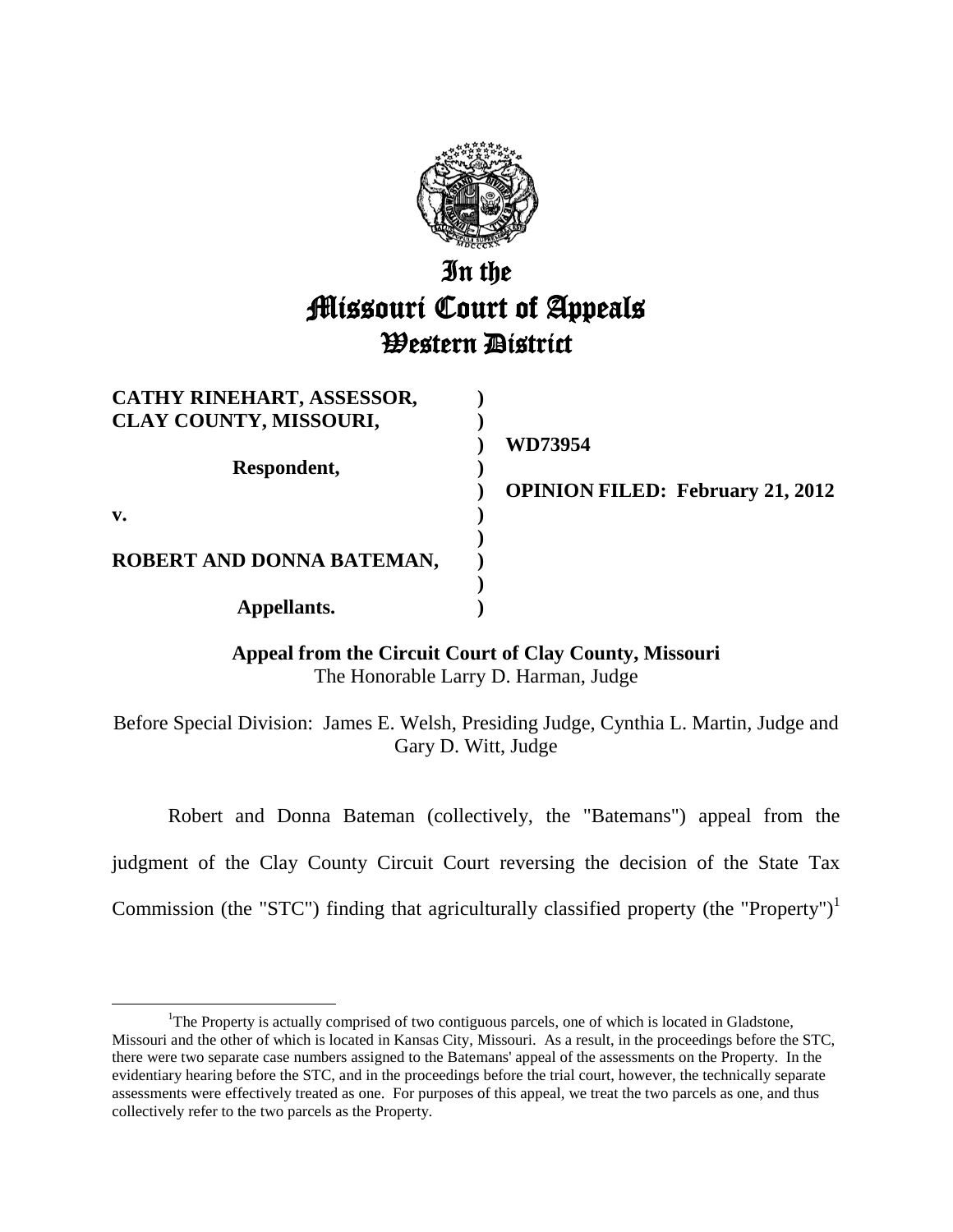# In the Missouri Court of Appeals Western District

| | | |
|---|---|---|
| **CATHY RINEHART, ASSESSOR, CLAY COUNTY, MISSOURI,** | ) | |
| | ) | **WD73954** |
| **Respondent,** | ) | |
| | ) | **OPINION FILED: February 21, 2012** |
| **v.** | ) | |
| | ) | |
| **ROBERT AND DONNA BATEMAN,** | ) | |
| | ) | |
| **Appellants.** | ) | |

**Appeal from the Circuit Court of Clay County, Missouri**
The Honorable Larry D. Harman, Judge

Before Special Division: James E. Welsh, Presiding Judge, Cynthia L. Martin, Judge and Gary D. Witt, Judge

Robert and Donna Bateman (collectively, the "Batemans") appeal from the judgment of the Clay County Circuit Court reversing the decision of the State Tax Commission (the "STC") finding that agriculturally classified property (the "Property")[1]

[1]The Property is actually comprised of two contiguous parcels, one of which is located in Gladstone, Missouri and the other of which is located in Kansas City, Missouri. As a result, in the proceedings before the STC, there were two separate case numbers assigned to the Batemans' appeal of the assessments on the Property. In the evidentiary hearing before the STC, and in the proceedings before the trial court, however, the technically separate assessments were effectively treated as one. For purposes of this appeal, we treat the two parcels as one, and thus collectively refer to the two parcels as the Property.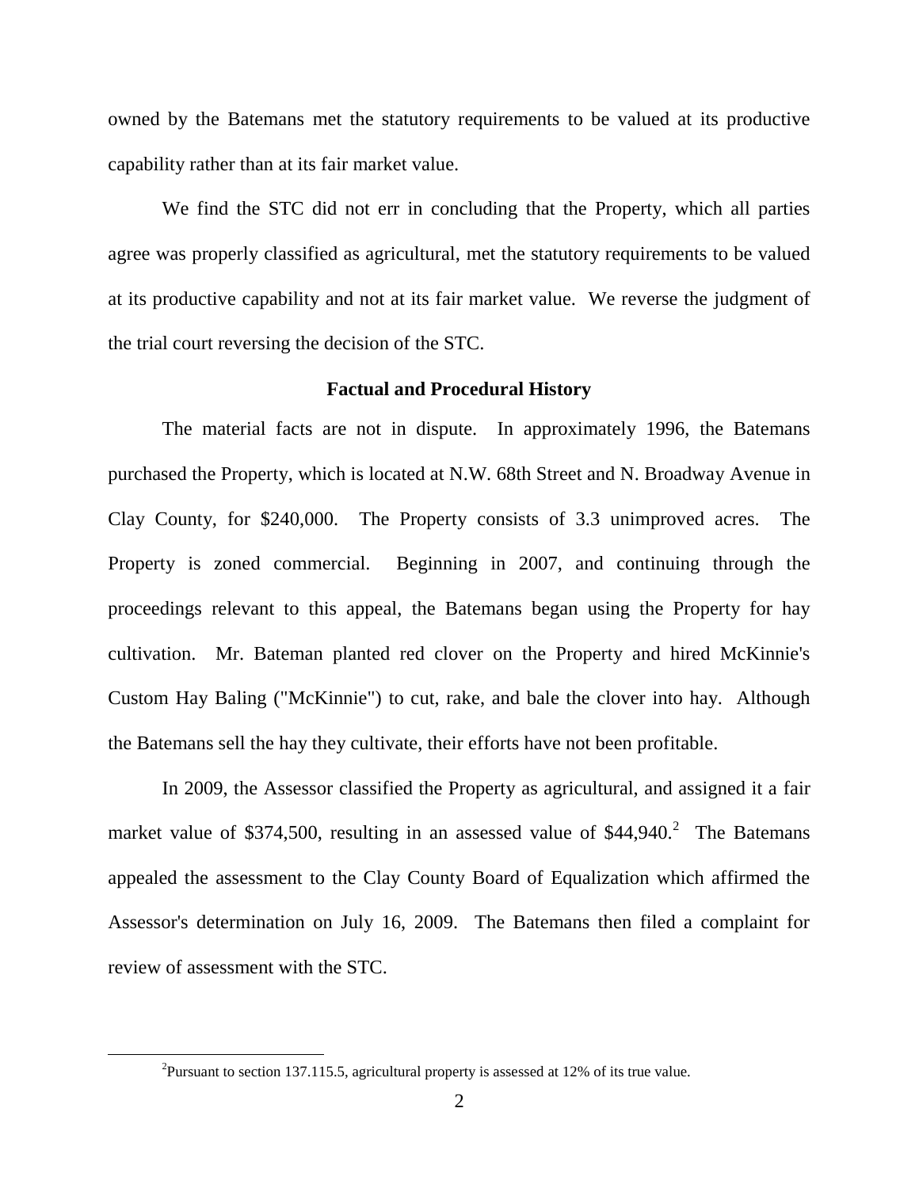owned by the Batemans met the statutory requirements to be valued at its productive capability rather than at its fair market value.

We find the STC did not err in concluding that the Property, which all parties agree was properly classified as agricultural, met the statutory requirements to be valued at its productive capability and not at its fair market value. We reverse the judgment of the trial court reversing the decision of the STC.

## Factual and Procedural History

The material facts are not in dispute. In approximately 1996, the Batemans purchased the Property, which is located at N.W. 68th Street and N. Broadway Avenue in Clay County, for $240,000. The Property consists of 3.3 unimproved acres. The Property is zoned commercial. Beginning in 2007, and continuing through the proceedings relevant to this appeal, the Batemans began using the Property for hay cultivation. Mr. Bateman planted red clover on the Property and hired McKinnie's Custom Hay Baling ("McKinnie") to cut, rake, and bale the clover into hay. Although the Batemans sell the hay they cultivate, their efforts have not been profitable.

In 2009, the Assessor classified the Property as agricultural, and assigned it a fair market value of $374,500, resulting in an assessed value of $44,940.[2] The Batemans appealed the assessment to the Clay County Board of Equalization which affirmed the Assessor's determination on July 16, 2009. The Batemans then filed a complaint for review of assessment with the STC.

[2]Pursuant to section 137.115.5, agricultural property is assessed at 12% of its true value.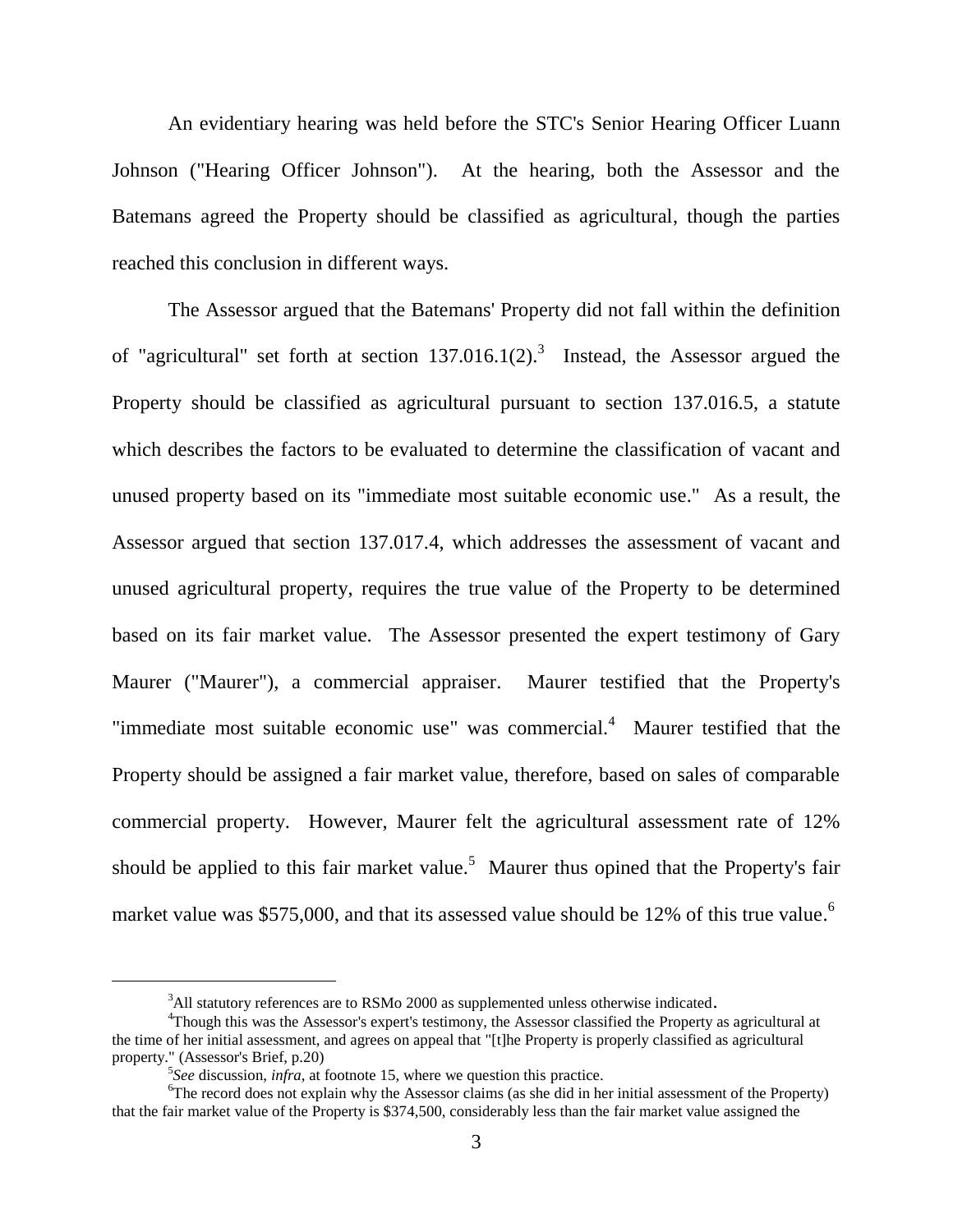An evidentiary hearing was held before the STC's Senior Hearing Officer Luann Johnson ("Hearing Officer Johnson"). At the hearing, both the Assessor and the Batemans agreed the Property should be classified as agricultural, though the parties reached this conclusion in different ways.

The Assessor argued that the Batemans' Property did not fall within the definition of "agricultural" set forth at section 137.016.1(2).[3] Instead, the Assessor argued the Property should be classified as agricultural pursuant to section 137.016.5, a statute which describes the factors to be evaluated to determine the classification of vacant and unused property based on its "immediate most suitable economic use." As a result, the Assessor argued that section 137.017.4, which addresses the assessment of vacant and unused agricultural property, requires the true value of the Property to be determined based on its fair market value. The Assessor presented the expert testimony of Gary Maurer ("Maurer"), a commercial appraiser. Maurer testified that the Property's "immediate most suitable economic use" was commercial.[4] Maurer testified that the Property should be assigned a fair market value, therefore, based on sales of comparable commercial property. However, Maurer felt the agricultural assessment rate of 12% should be applied to this fair market value.[5] Maurer thus opined that the Property's fair market value was $575,000, and that its assessed value should be 12% of this true value.[6]

---

[3]All statutory references are to RSMo 2000 as supplemented unless otherwise indicated.

[4]Though this was the Assessor's expert's testimony, the Assessor classified the Property as agricultural at the time of her initial assessment, and agrees on appeal that "[t]he Property is properly classified as agricultural property." (Assessor's Brief, p.20)

[5]*See* discussion, *infra*, at footnote 15, where we question this practice.

[6]The record does not explain why the Assessor claims (as she did in her initial assessment of the Property) that the fair market value of the Property is $374,500, considerably less than the fair market value assigned the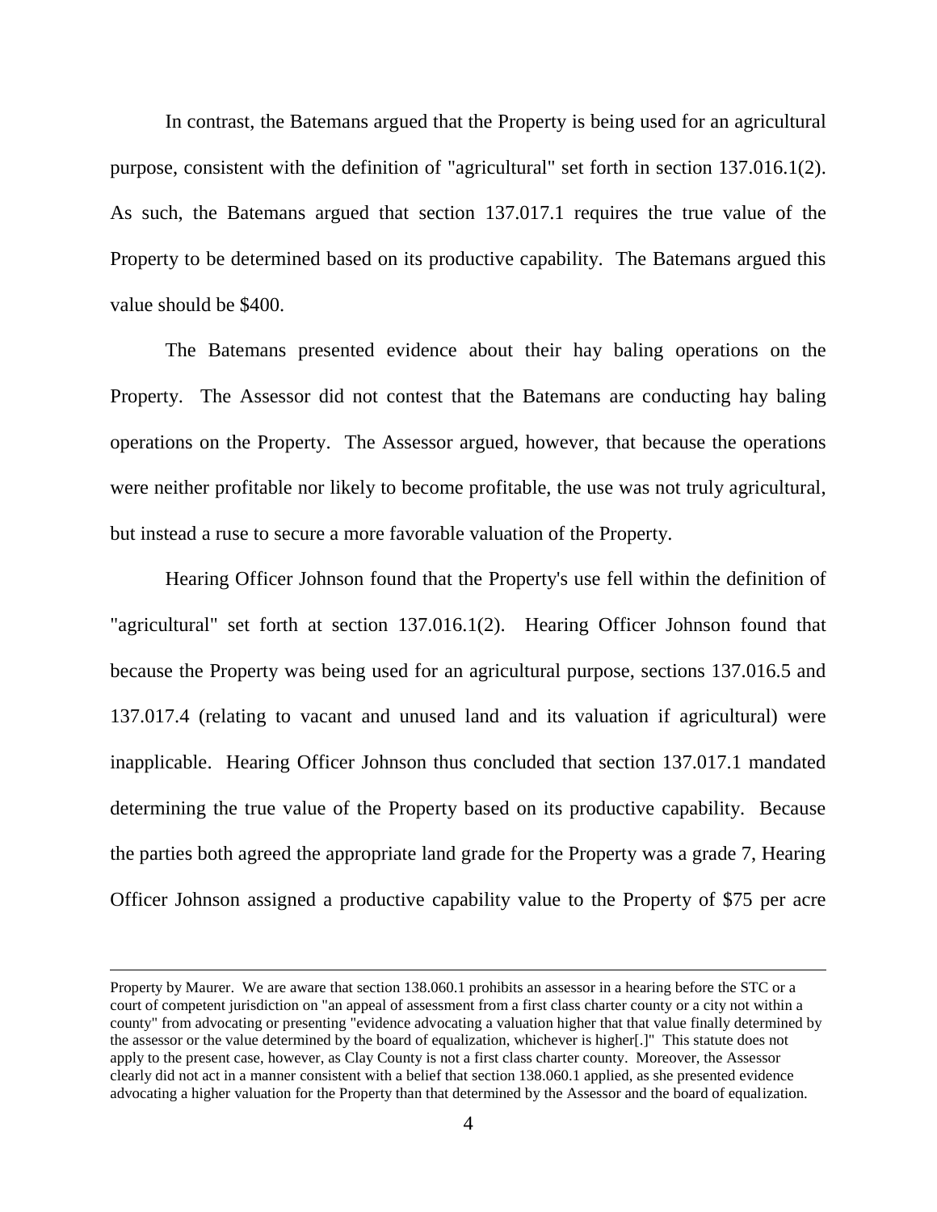In contrast, the Batemans argued that the Property is being used for an agricultural purpose, consistent with the definition of "agricultural" set forth in section 137.016.1(2). As such, the Batemans argued that section 137.017.1 requires the true value of the Property to be determined based on its productive capability. The Batemans argued this value should be $400.

The Batemans presented evidence about their hay baling operations on the Property. The Assessor did not contest that the Batemans are conducting hay baling operations on the Property. The Assessor argued, however, that because the operations were neither profitable nor likely to become profitable, the use was not truly agricultural, but instead a ruse to secure a more favorable valuation of the Property.

Hearing Officer Johnson found that the Property's use fell within the definition of "agricultural" set forth at section 137.016.1(2). Hearing Officer Johnson found that because the Property was being used for an agricultural purpose, sections 137.016.5 and 137.017.4 (relating to vacant and unused land and its valuation if agricultural) were inapplicable. Hearing Officer Johnson thus concluded that section 137.017.1 mandated determining the true value of the Property based on its productive capability. Because the parties both agreed the appropriate land grade for the Property was a grade 7, Hearing Officer Johnson assigned a productive capability value to the Property of $75 per acre

---

Property by Maurer. We are aware that section 138.060.1 prohibits an assessor in a hearing before the STC or a court of competent jurisdiction on "an appeal of assessment from a first class charter county or a city not within a county" from advocating or presenting "evidence advocating a valuation higher that that value finally determined by the assessor or the value determined by the board of equalization, whichever is higher[.]" This statute does not apply to the present case, however, as Clay County is not a first class charter county. Moreover, the Assessor clearly did not act in a manner consistent with a belief that section 138.060.1 applied, as she presented evidence advocating a higher valuation for the Property than that determined by the Assessor and the board of equalization.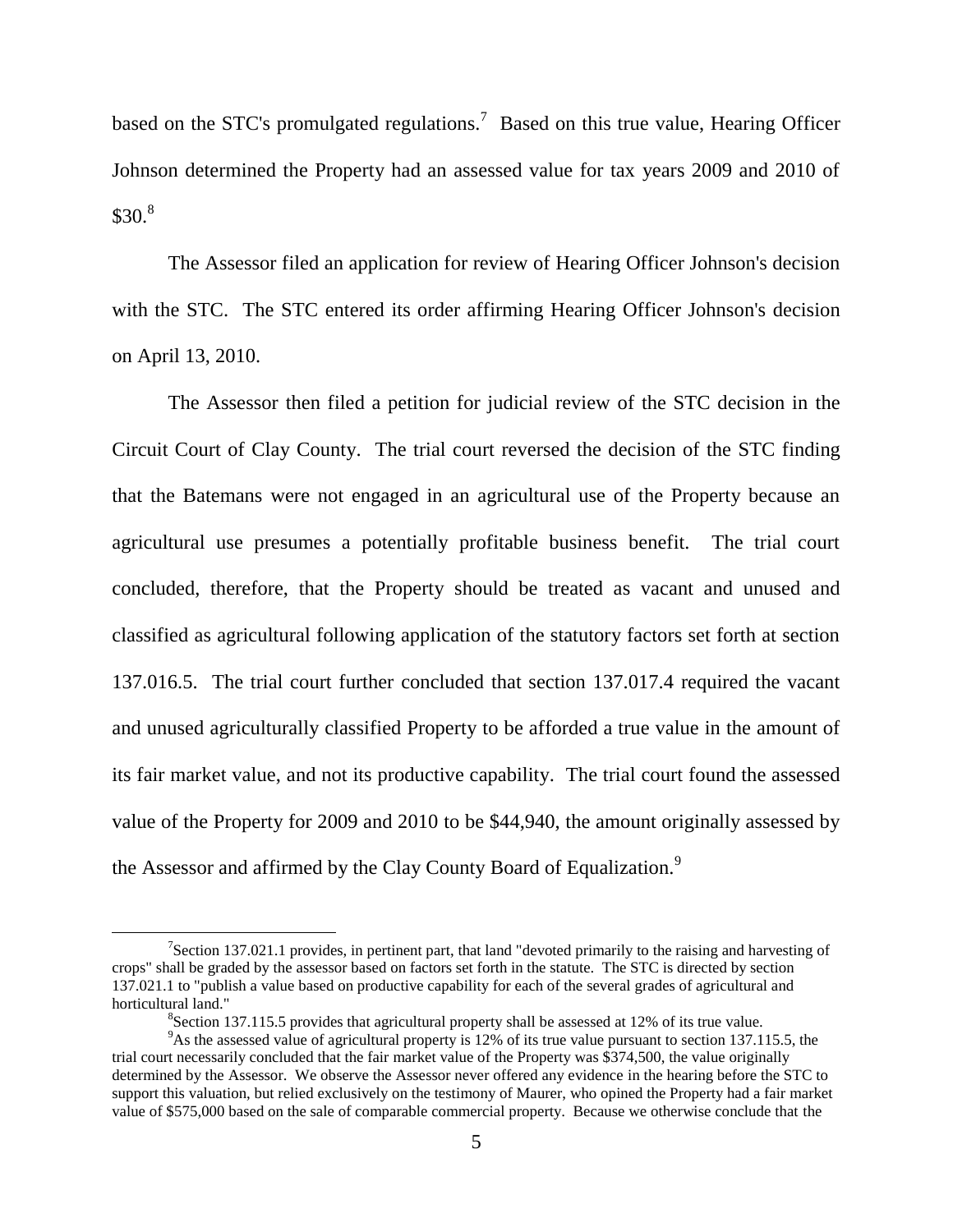based on the STC's promulgated regulations.[7] Based on this true value, Hearing Officer Johnson determined the Property had an assessed value for tax years 2009 and 2010 of $30.[8]

The Assessor filed an application for review of Hearing Officer Johnson's decision with the STC. The STC entered its order affirming Hearing Officer Johnson's decision on April 13, 2010.

The Assessor then filed a petition for judicial review of the STC decision in the Circuit Court of Clay County. The trial court reversed the decision of the STC finding that the Batemans were not engaged in an agricultural use of the Property because an agricultural use presumes a potentially profitable business benefit. The trial court concluded, therefore, that the Property should be treated as vacant and unused and classified as agricultural following application of the statutory factors set forth at section 137.016.5. The trial court further concluded that section 137.017.4 required the vacant and unused agriculturally classified Property to be afforded a true value in the amount of its fair market value, and not its productive capability. The trial court found the assessed value of the Property for 2009 and 2010 to be $44,940, the amount originally assessed by the Assessor and affirmed by the Clay County Board of Equalization.[9]

---

[7] Section 137.021.1 provides, in pertinent part, that land "devoted primarily to the raising and harvesting of crops" shall be graded by the assessor based on factors set forth in the statute. The STC is directed by section 137.021.1 to "publish a value based on productive capability for each of the several grades of agricultural and horticultural land."

[8] Section 137.115.5 provides that agricultural property shall be assessed at 12% of its true value.

[9] As the assessed value of agricultural property is 12% of its true value pursuant to section 137.115.5, the trial court necessarily concluded that the fair market value of the Property was $374,500, the value originally determined by the Assessor. We observe the Assessor never offered any evidence in the hearing before the STC to support this valuation, but relied exclusively on the testimony of Maurer, who opined the Property had a fair market value of $575,000 based on the sale of comparable commercial property. Because we otherwise conclude that the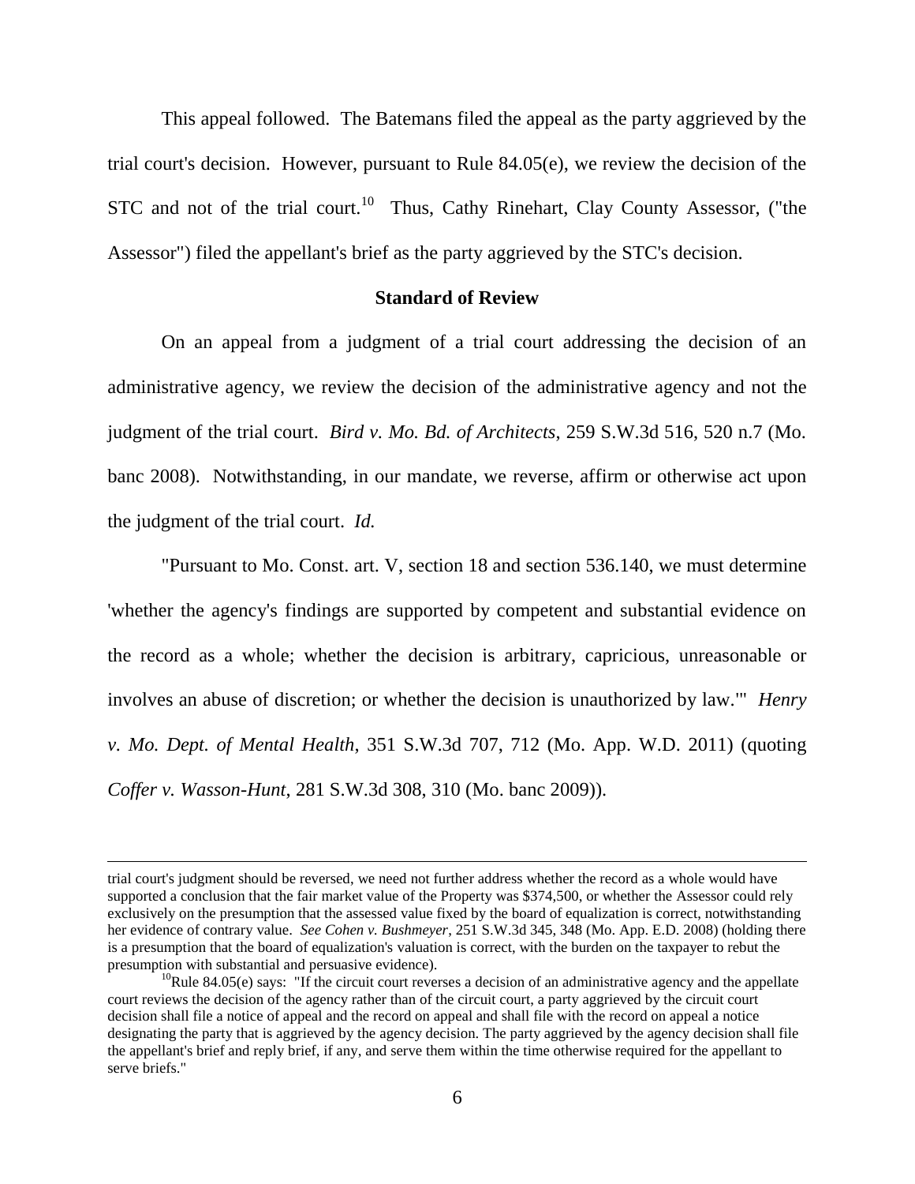This appeal followed. The Batemans filed the appeal as the party aggrieved by the trial court's decision. However, pursuant to Rule 84.05(e), we review the decision of the STC and not of the trial court.[10] Thus, Cathy Rinehart, Clay County Assessor, ("the Assessor") filed the appellant's brief as the party aggrieved by the STC's decision.

## Standard of Review

On an appeal from a judgment of a trial court addressing the decision of an administrative agency, we review the decision of the administrative agency and not the judgment of the trial court. *Bird v. Mo. Bd. of Architects*, 259 S.W.3d 516, 520 n.7 (Mo. banc 2008). Notwithstanding, in our mandate, we reverse, affirm or otherwise act upon the judgment of the trial court. *Id.*

"Pursuant to Mo. Const. art. V, section 18 and section 536.140, we must determine 'whether the agency's findings are supported by competent and substantial evidence on the record as a whole; whether the decision is arbitrary, capricious, unreasonable or involves an abuse of discretion; or whether the decision is unauthorized by law.'" *Henry v. Mo. Dept. of Mental Health*, 351 S.W.3d 707, 712 (Mo. App. W.D. 2011) (quoting *Coffer v. Wasson-Hunt*, 281 S.W.3d 308, 310 (Mo. banc 2009)).

---

trial court's judgment should be reversed, we need not further address whether the record as a whole would have supported a conclusion that the fair market value of the Property was $374,500, or whether the Assessor could rely exclusively on the presumption that the assessed value fixed by the board of equalization is correct, notwithstanding her evidence of contrary value. *See Cohen v. Bushmeyer*, 251 S.W.3d 345, 348 (Mo. App. E.D. 2008) (holding there is a presumption that the board of equalization's valuation is correct, with the burden on the taxpayer to rebut the presumption with substantial and persuasive evidence).

[10] Rule 84.05(e) says: "If the circuit court reverses a decision of an administrative agency and the appellate court reviews the decision of the agency rather than of the circuit court, a party aggrieved by the circuit court decision shall file a notice of appeal and the record on appeal and shall file with the record on appeal a notice designating the party that is aggrieved by the agency decision. The party aggrieved by the agency decision shall file the appellant's brief and reply brief, if any, and serve them within the time otherwise required for the appellant to serve briefs."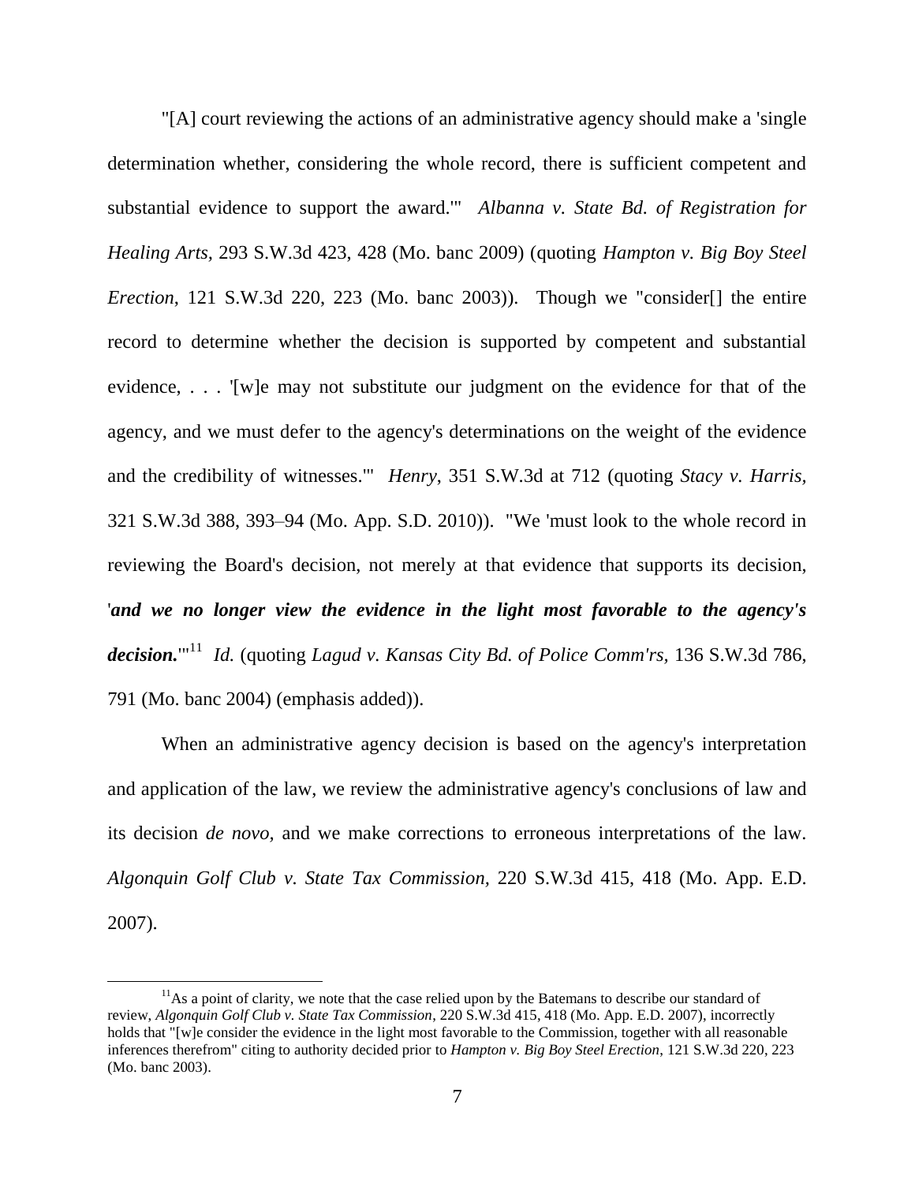"[A] court reviewing the actions of an administrative agency should make a 'single determination whether, considering the whole record, there is sufficient competent and substantial evidence to support the award.'" *Albanna v. State Bd. of Registration for Healing Arts*, 293 S.W.3d 423, 428 (Mo. banc 2009) (quoting *Hampton v. Big Boy Steel Erection*, 121 S.W.3d 220, 223 (Mo. banc 2003)). Though we "consider[] the entire record to determine whether the decision is supported by competent and substantial evidence, . . . '[w]e may not substitute our judgment on the evidence for that of the agency, and we must defer to the agency's determinations on the weight of the evidence and the credibility of witnesses.'" *Henry*, 351 S.W.3d at 712 (quoting *Stacy v. Harris*, 321 S.W.3d 388, 393–94 (Mo. App. S.D. 2010)). "We 'must look to the whole record in reviewing the Board's decision, not merely at that evidence that supports its decision, '***and we no longer view the evidence in the light most favorable to the agency's decision.***'"[11] *Id.* (quoting *Lagud v. Kansas City Bd. of Police Comm'rs*, 136 S.W.3d 786, 791 (Mo. banc 2004) (emphasis added)).

When an administrative agency decision is based on the agency's interpretation and application of the law, we review the administrative agency's conclusions of law and its decision *de novo,* and we make corrections to erroneous interpretations of the law. *Algonquin Golf Club v. State Tax Commission*, 220 S.W.3d 415, 418 (Mo. App. E.D. 2007).

---

[11] As a point of clarity, we note that the case relied upon by the Batemans to describe our standard of review, *Algonquin Golf Club v. State Tax Commission*, 220 S.W.3d 415, 418 (Mo. App. E.D. 2007), incorrectly holds that "[w]e consider the evidence in the light most favorable to the Commission, together with all reasonable inferences therefrom" citing to authority decided prior to *Hampton v. Big Boy Steel Erection*, 121 S.W.3d 220, 223 (Mo. banc 2003).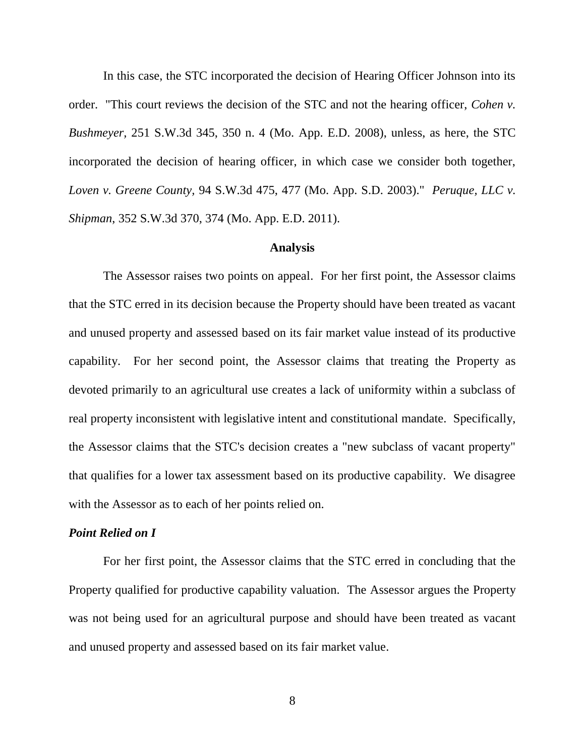In this case, the STC incorporated the decision of Hearing Officer Johnson into its order. "This court reviews the decision of the STC and not the hearing officer, *Cohen v. Bushmeyer,* 251 S.W.3d 345, 350 n. 4 (Mo. App. E.D. 2008), unless, as here, the STC incorporated the decision of hearing officer, in which case we consider both together, *Loven v. Greene County,* 94 S.W.3d 475, 477 (Mo. App. S.D. 2003)." *Peruque, LLC v. Shipman*, 352 S.W.3d 370, 374 (Mo. App. E.D. 2011).

**Analysis**

The Assessor raises two points on appeal. For her first point, the Assessor claims that the STC erred in its decision because the Property should have been treated as vacant and unused property and assessed based on its fair market value instead of its productive capability. For her second point, the Assessor claims that treating the Property as devoted primarily to an agricultural use creates a lack of uniformity within a subclass of real property inconsistent with legislative intent and constitutional mandate. Specifically, the Assessor claims that the STC's decision creates a "new subclass of vacant property" that qualifies for a lower tax assessment based on its productive capability. We disagree with the Assessor as to each of her points relied on.

***Point Relied on I***

For her first point, the Assessor claims that the STC erred in concluding that the Property qualified for productive capability valuation. The Assessor argues the Property was not being used for an agricultural purpose and should have been treated as vacant and unused property and assessed based on its fair market value.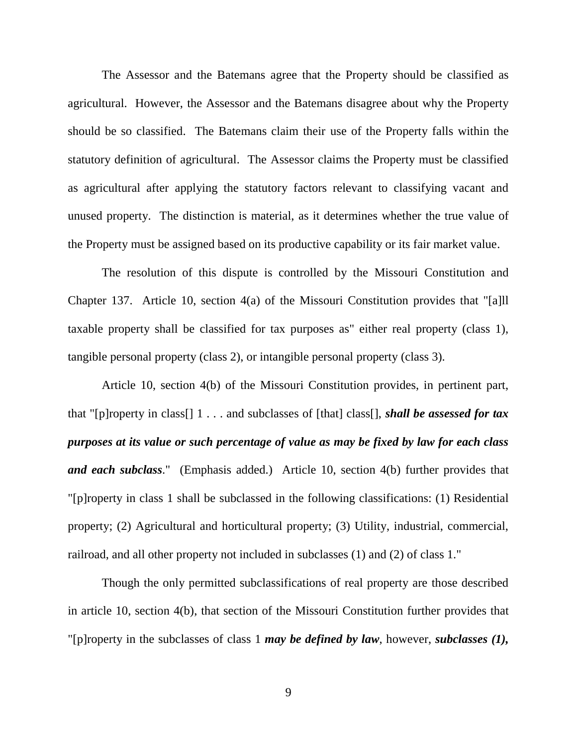The Assessor and the Batemans agree that the Property should be classified as agricultural. However, the Assessor and the Batemans disagree about why the Property should be so classified. The Batemans claim their use of the Property falls within the statutory definition of agricultural. The Assessor claims the Property must be classified as agricultural after applying the statutory factors relevant to classifying vacant and unused property. The distinction is material, as it determines whether the true value of the Property must be assigned based on its productive capability or its fair market value.

The resolution of this dispute is controlled by the Missouri Constitution and Chapter 137. Article 10, section 4(a) of the Missouri Constitution provides that "[a]ll taxable property shall be classified for tax purposes as" either real property (class 1), tangible personal property (class 2), or intangible personal property (class 3).

Article 10, section 4(b) of the Missouri Constitution provides, in pertinent part, that "[p]roperty in class[] 1 . . . and subclasses of [that] class[], ***shall be assessed for tax purposes at its value or such percentage of value as may be fixed by law for each class and each subclass***." (Emphasis added.) Article 10, section 4(b) further provides that "[p]roperty in class 1 shall be subclassed in the following classifications: (1) Residential property; (2) Agricultural and horticultural property; (3) Utility, industrial, commercial, railroad, and all other property not included in subclasses (1) and (2) of class 1."

Though the only permitted subclassifications of real property are those described in article 10, section 4(b), that section of the Missouri Constitution further provides that "[p]roperty in the subclasses of class 1 ***may be defined by law***, however, ***subclasses (1),***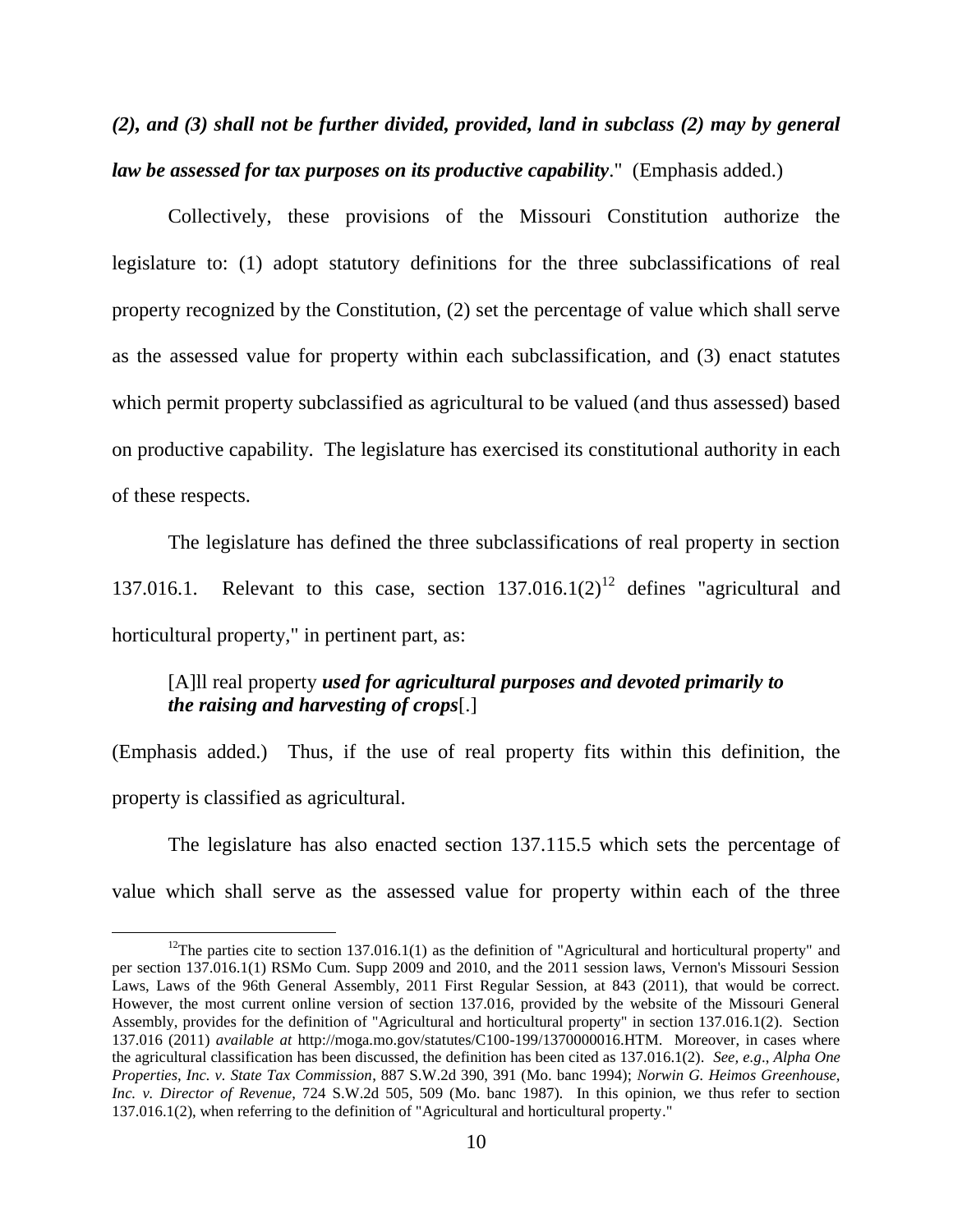***(2), and (3) shall not be further divided, provided, land in subclass (2) may by general law be assessed for tax purposes on its productive capability***." (Emphasis added.)

Collectively, these provisions of the Missouri Constitution authorize the legislature to: (1) adopt statutory definitions for the three subclassifications of real property recognized by the Constitution, (2) set the percentage of value which shall serve as the assessed value for property within each subclassification, and (3) enact statutes which permit property subclassified as agricultural to be valued (and thus assessed) based on productive capability. The legislature has exercised its constitutional authority in each of these respects.

The legislature has defined the three subclassifications of real property in section 137.016.1. Relevant to this case, section 137.016.1(2)[12] defines "agricultural and horticultural property," in pertinent part, as:

> [A]ll real property ***used for agricultural purposes and devoted primarily to the raising and harvesting of crops***[.]

(Emphasis added.) Thus, if the use of real property fits within this definition, the property is classified as agricultural.

The legislature has also enacted section 137.115.5 which sets the percentage of value which shall serve as the assessed value for property within each of the three

---

[12] The parties cite to section 137.016.1(1) as the definition of "Agricultural and horticultural property" and per section 137.016.1(1) RSMo Cum. Supp 2009 and 2010, and the 2011 session laws, Vernon's Missouri Session Laws, Laws of the 96th General Assembly, 2011 First Regular Session, at 843 (2011), that would be correct. However, the most current online version of section 137.016, provided by the website of the Missouri General Assembly, provides for the definition of "Agricultural and horticultural property" in section 137.016.1(2). Section 137.016 (2011) *available at* http://moga.mo.gov/statutes/C100-199/1370000016.HTM. Moreover, in cases where the agricultural classification has been discussed, the definition has been cited as 137.016.1(2). *See, e.g., Alpha One Properties, Inc. v. State Tax Commission*, 887 S.W.2d 390, 391 (Mo. banc 1994); *Norwin G. Heimos Greenhouse, Inc. v. Director of Revenue*, 724 S.W.2d 505, 509 (Mo. banc 1987). In this opinion, we thus refer to section 137.016.1(2), when referring to the definition of "Agricultural and horticultural property."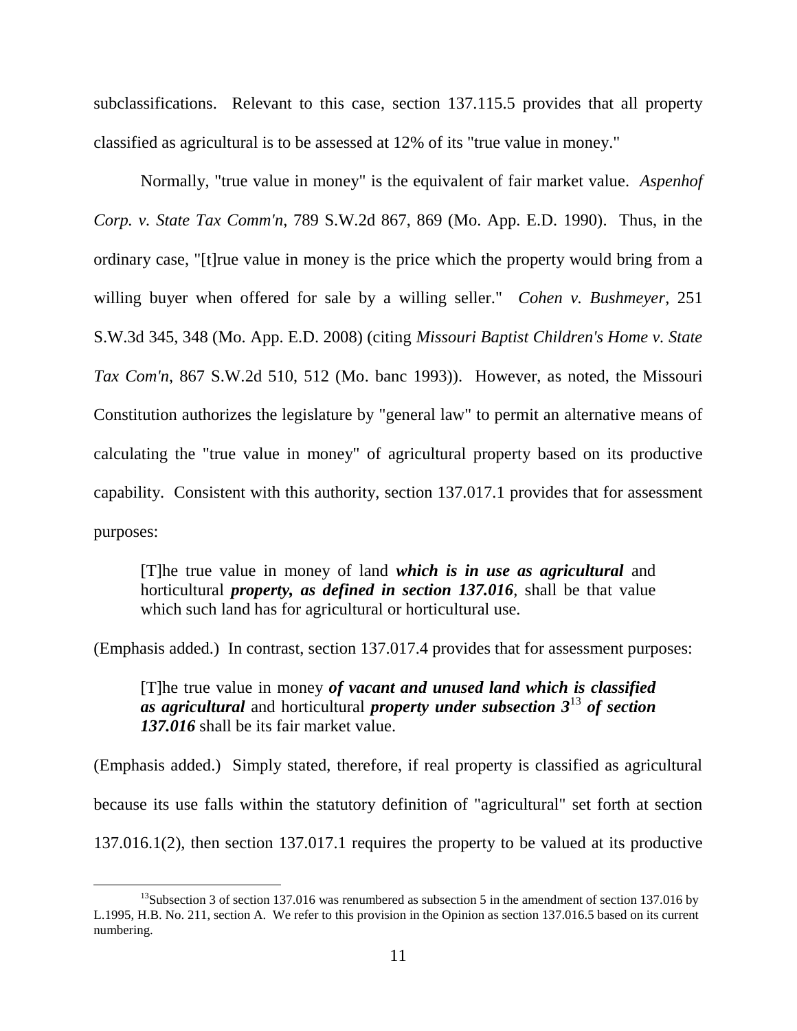subclassifications. Relevant to this case, section 137.115.5 provides that all property classified as agricultural is to be assessed at 12% of its "true value in money."

Normally, "true value in money" is the equivalent of fair market value. *Aspenhof Corp. v. State Tax Comm'n*, 789 S.W.2d 867, 869 (Mo. App. E.D. 1990). Thus, in the ordinary case, "[t]rue value in money is the price which the property would bring from a willing buyer when offered for sale by a willing seller." *Cohen v. Bushmeyer*, 251 S.W.3d 345, 348 (Mo. App. E.D. 2008) (citing *Missouri Baptist Children's Home v. State Tax Com'n*, 867 S.W.2d 510, 512 (Mo. banc 1993)). However, as noted, the Missouri Constitution authorizes the legislature by "general law" to permit an alternative means of calculating the "true value in money" of agricultural property based on its productive capability. Consistent with this authority, section 137.017.1 provides that for assessment purposes:

> [T]he true value in money of land ***which is in use as agricultural*** and horticultural ***property, as defined in section 137.016***, shall be that value which such land has for agricultural or horticultural use.

(Emphasis added.) In contrast, section 137.017.4 provides that for assessment purposes:

> [T]he true value in money ***of vacant and unused land which is classified as agricultural*** and horticultural ***property under subsection 3***[13] ***of section 137.016*** shall be its fair market value.

(Emphasis added.) Simply stated, therefore, if real property is classified as agricultural because its use falls within the statutory definition of "agricultural" set forth at section 137.016.1(2), then section 137.017.1 requires the property to be valued at its productive

[13] Subsection 3 of section 137.016 was renumbered as subsection 5 in the amendment of section 137.016 by L.1995, H.B. No. 211, section A. We refer to this provision in the Opinion as section 137.016.5 based on its current numbering.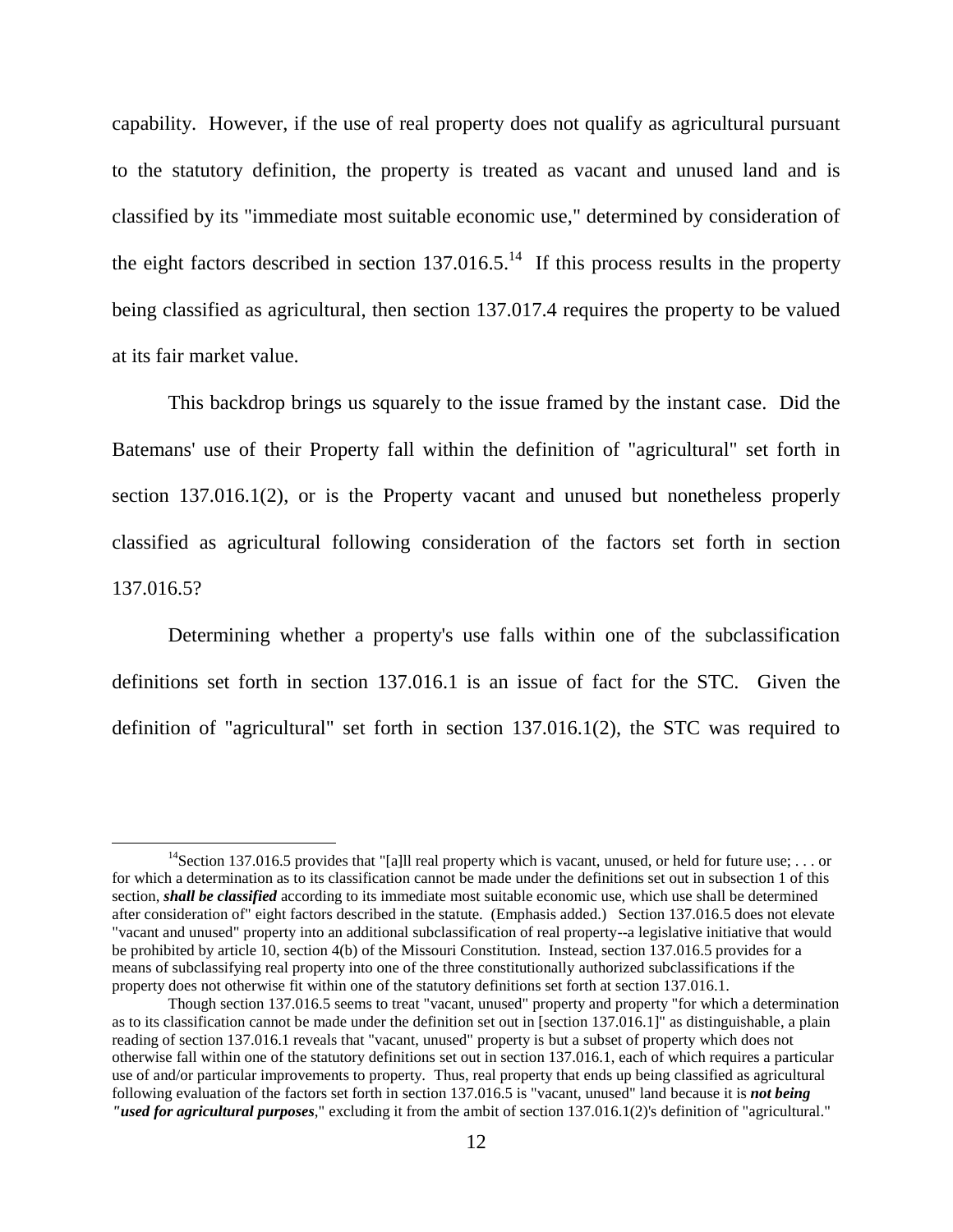capability. However, if the use of real property does not qualify as agricultural pursuant to the statutory definition, the property is treated as vacant and unused land and is classified by its "immediate most suitable economic use," determined by consideration of the eight factors described in section 137.016.5.[14] If this process results in the property being classified as agricultural, then section 137.017.4 requires the property to be valued at its fair market value.

This backdrop brings us squarely to the issue framed by the instant case. Did the Batemans' use of their Property fall within the definition of "agricultural" set forth in section 137.016.1(2), or is the Property vacant and unused but nonetheless properly classified as agricultural following consideration of the factors set forth in section 137.016.5?

Determining whether a property's use falls within one of the subclassification definitions set forth in section 137.016.1 is an issue of fact for the STC. Given the definition of "agricultural" set forth in section 137.016.1(2), the STC was required to

---

[14]Section 137.016.5 provides that "[a]ll real property which is vacant, unused, or held for future use; . . . or for which a determination as to its classification cannot be made under the definitions set out in subsection 1 of this section, ***shall be classified*** according to its immediate most suitable economic use, which use shall be determined after consideration of" eight factors described in the statute. (Emphasis added.) Section 137.016.5 does not elevate "vacant and unused" property into an additional subclassification of real property--a legislative initiative that would be prohibited by article 10, section 4(b) of the Missouri Constitution. Instead, section 137.016.5 provides for a means of subclassifying real property into one of the three constitutionally authorized subclassifications if the property does not otherwise fit within one of the statutory definitions set forth at section 137.016.1.

Though section 137.016.5 seems to treat "vacant, unused" property and property "for which a determination as to its classification cannot be made under the definition set out in [section 137.016.1]" as distinguishable, a plain reading of section 137.016.1 reveals that "vacant, unused" property is but a subset of property which does not otherwise fall within one of the statutory definitions set out in section 137.016.1, each of which requires a particular use of and/or particular improvements to property. Thus, real property that ends up being classified as agricultural following evaluation of the factors set forth in section 137.016.5 is "vacant, unused" land because it is ***not being "used for agricultural purposes***," excluding it from the ambit of section 137.016.1(2)'s definition of "agricultural."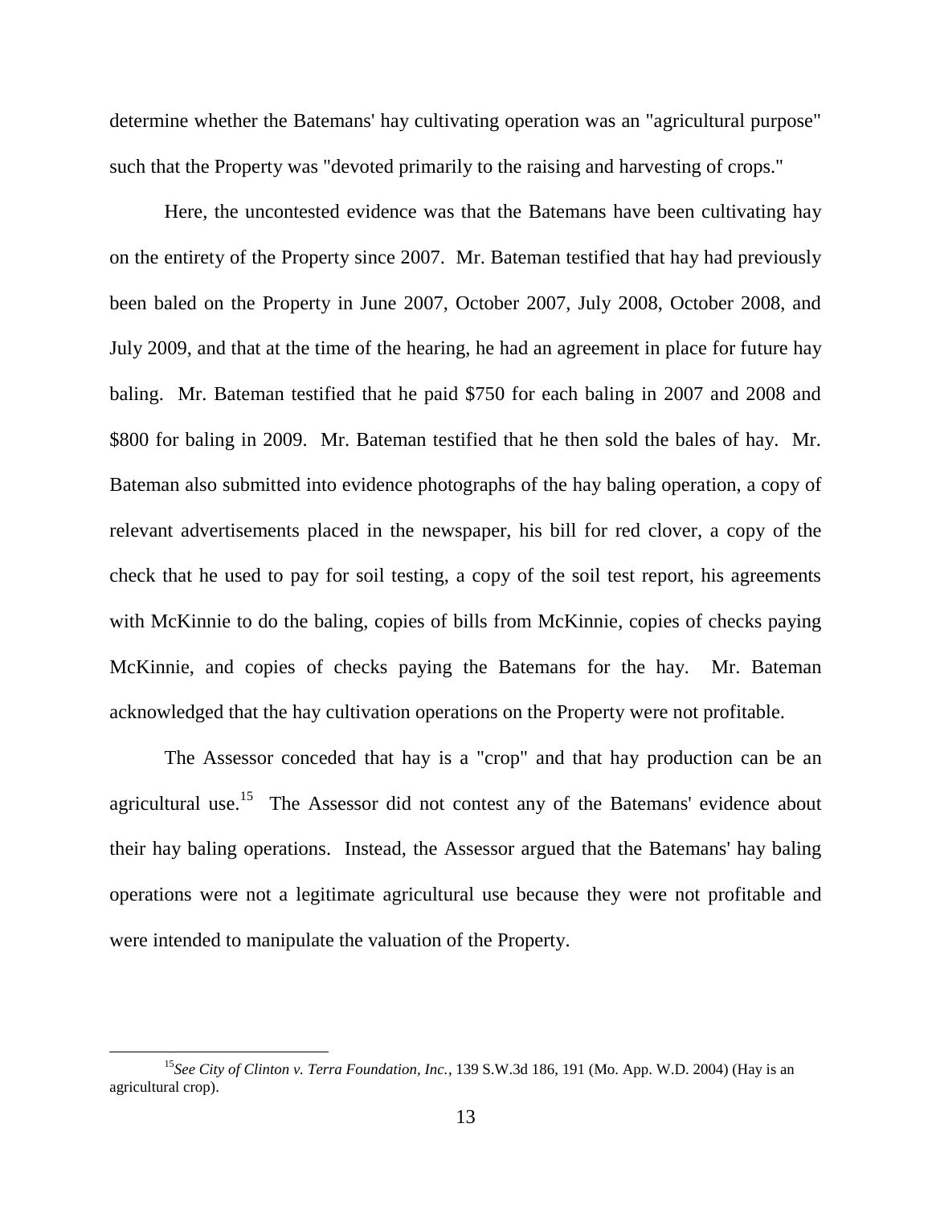determine whether the Batemans' hay cultivating operation was an "agricultural purpose" such that the Property was "devoted primarily to the raising and harvesting of crops."

Here, the uncontested evidence was that the Batemans have been cultivating hay on the entirety of the Property since 2007. Mr. Bateman testified that hay had previously been baled on the Property in June 2007, October 2007, July 2008, October 2008, and July 2009, and that at the time of the hearing, he had an agreement in place for future hay baling. Mr. Bateman testified that he paid $750 for each baling in 2007 and 2008 and $800 for baling in 2009. Mr. Bateman testified that he then sold the bales of hay. Mr. Bateman also submitted into evidence photographs of the hay baling operation, a copy of relevant advertisements placed in the newspaper, his bill for red clover, a copy of the check that he used to pay for soil testing, a copy of the soil test report, his agreements with McKinnie to do the baling, copies of bills from McKinnie, copies of checks paying McKinnie, and copies of checks paying the Batemans for the hay. Mr. Bateman acknowledged that the hay cultivation operations on the Property were not profitable.

The Assessor conceded that hay is a "crop" and that hay production can be an agricultural use.[15] The Assessor did not contest any of the Batemans' evidence about their hay baling operations. Instead, the Assessor argued that the Batemans' hay baling operations were not a legitimate agricultural use because they were not profitable and were intended to manipulate the valuation of the Property.

---

[15] *See City of Clinton v. Terra Foundation, Inc.*, 139 S.W.3d 186, 191 (Mo. App. W.D. 2004) (Hay is an agricultural crop).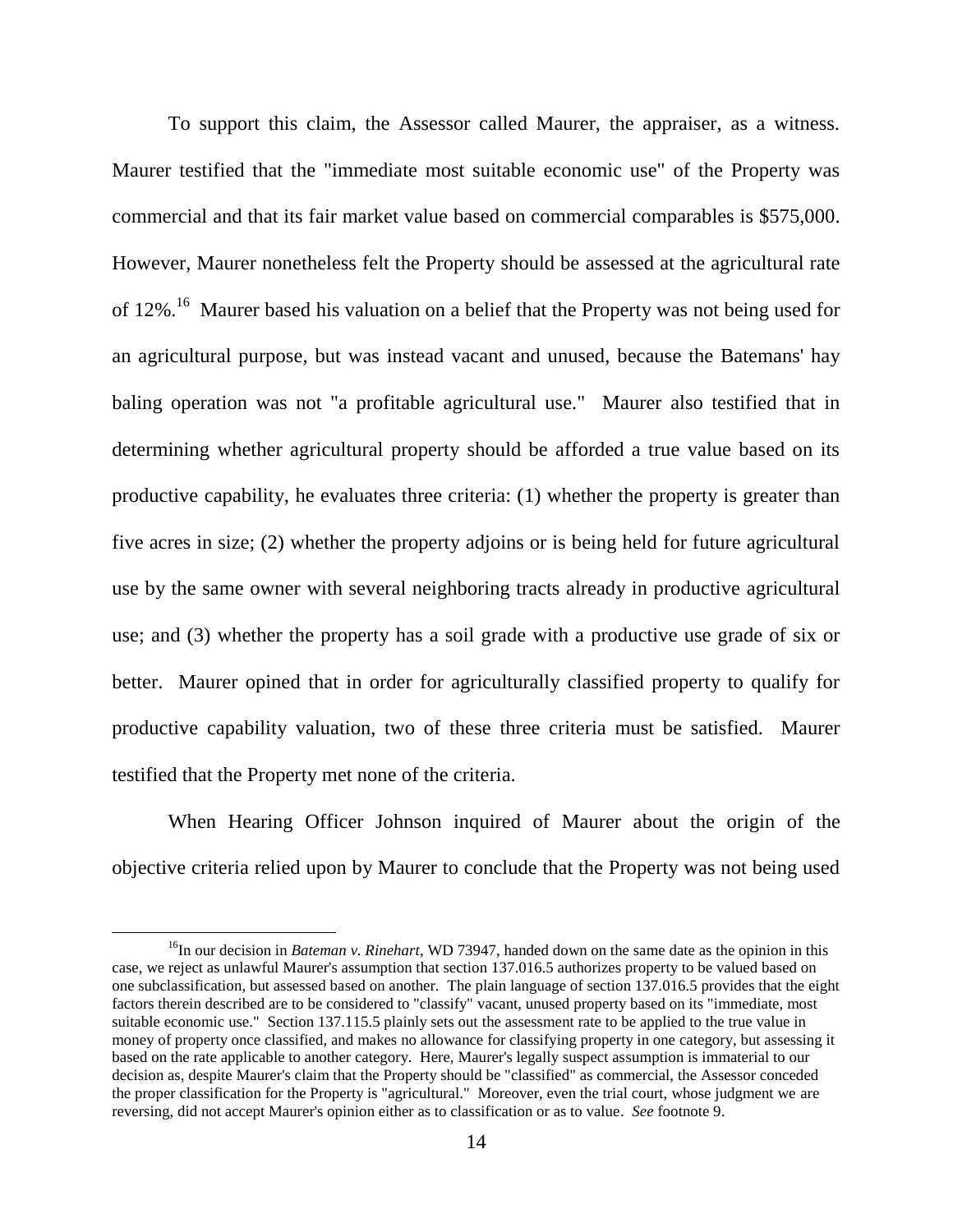To support this claim, the Assessor called Maurer, the appraiser, as a witness. Maurer testified that the "immediate most suitable economic use" of the Property was commercial and that its fair market value based on commercial comparables is $575,000. However, Maurer nonetheless felt the Property should be assessed at the agricultural rate of 12%.[16] Maurer based his valuation on a belief that the Property was not being used for an agricultural purpose, but was instead vacant and unused, because the Batemans' hay baling operation was not "a profitable agricultural use." Maurer also testified that in determining whether agricultural property should be afforded a true value based on its productive capability, he evaluates three criteria: (1) whether the property is greater than five acres in size; (2) whether the property adjoins or is being held for future agricultural use by the same owner with several neighboring tracts already in productive agricultural use; and (3) whether the property has a soil grade with a productive use grade of six or better. Maurer opined that in order for agriculturally classified property to qualify for productive capability valuation, two of these three criteria must be satisfied. Maurer testified that the Property met none of the criteria.

When Hearing Officer Johnson inquired of Maurer about the origin of the objective criteria relied upon by Maurer to conclude that the Property was not being used

[16] In our decision in *Bateman v. Rinehart*, WD 73947, handed down on the same date as the opinion in this case, we reject as unlawful Maurer's assumption that section 137.016.5 authorizes property to be valued based on one subclassification, but assessed based on another. The plain language of section 137.016.5 provides that the eight factors therein described are to be considered to "classify" vacant, unused property based on its "immediate, most suitable economic use." Section 137.115.5 plainly sets out the assessment rate to be applied to the true value in money of property once classified, and makes no allowance for classifying property in one category, but assessing it based on the rate applicable to another category. Here, Maurer's legally suspect assumption is immaterial to our decision as, despite Maurer's claim that the Property should be "classified" as commercial, the Assessor conceded the proper classification for the Property is "agricultural." Moreover, even the trial court, whose judgment we are reversing, did not accept Maurer's opinion either as to classification or as to value. *See* footnote 9.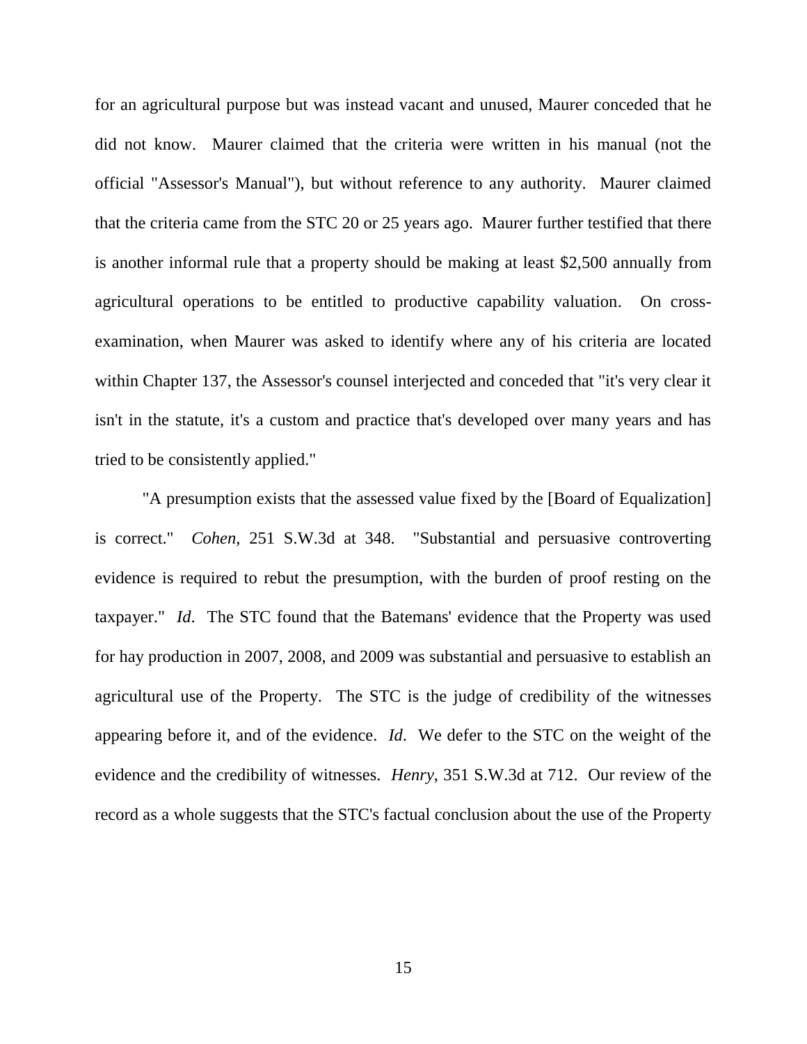for an agricultural purpose but was instead vacant and unused, Maurer conceded that he did not know. Maurer claimed that the criteria were written in his manual (not the official "Assessor's Manual"), but without reference to any authority. Maurer claimed that the criteria came from the STC 20 or 25 years ago. Maurer further testified that there is another informal rule that a property should be making at least $2,500 annually from agricultural operations to be entitled to productive capability valuation. On cross-examination, when Maurer was asked to identify where any of his criteria are located within Chapter 137, the Assessor's counsel interjected and conceded that "it's very clear it isn't in the statute, it's a custom and practice that's developed over many years and has tried to be consistently applied."

"A presumption exists that the assessed value fixed by the [Board of Equalization] is correct." *Cohen*, 251 S.W.3d at 348. "Substantial and persuasive controverting evidence is required to rebut the presumption, with the burden of proof resting on the taxpayer." *Id*. The STC found that the Batemans' evidence that the Property was used for hay production in 2007, 2008, and 2009 was substantial and persuasive to establish an agricultural use of the Property. The STC is the judge of credibility of the witnesses appearing before it, and of the evidence. *Id*. We defer to the STC on the weight of the evidence and the credibility of witnesses. *Henry*, 351 S.W.3d at 712. Our review of the record as a whole suggests that the STC's factual conclusion about the use of the Property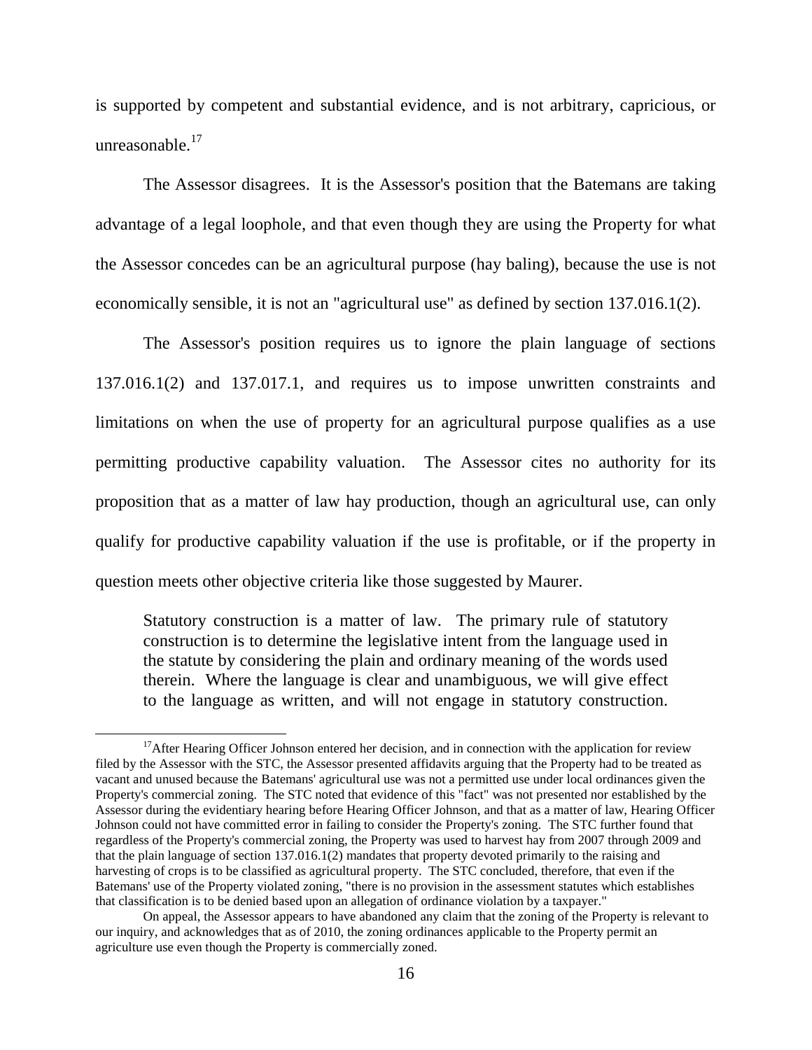is supported by competent and substantial evidence, and is not arbitrary, capricious, or unreasonable.[17]

The Assessor disagrees. It is the Assessor's position that the Batemans are taking advantage of a legal loophole, and that even though they are using the Property for what the Assessor concedes can be an agricultural purpose (hay baling), because the use is not economically sensible, it is not an "agricultural use" as defined by section 137.016.1(2).

The Assessor's position requires us to ignore the plain language of sections 137.016.1(2) and 137.017.1, and requires us to impose unwritten constraints and limitations on when the use of property for an agricultural purpose qualifies as a use permitting productive capability valuation. The Assessor cites no authority for its proposition that as a matter of law hay production, though an agricultural use, can only qualify for productive capability valuation if the use is profitable, or if the property in question meets other objective criteria like those suggested by Maurer.

> Statutory construction is a matter of law. The primary rule of statutory construction is to determine the legislative intent from the language used in the statute by considering the plain and ordinary meaning of the words used therein. Where the language is clear and unambiguous, we will give effect to the language as written, and will not engage in statutory construction.

---

[17] After Hearing Officer Johnson entered her decision, and in connection with the application for review filed by the Assessor with the STC, the Assessor presented affidavits arguing that the Property had to be treated as vacant and unused because the Batemans' agricultural use was not a permitted use under local ordinances given the Property's commercial zoning. The STC noted that evidence of this "fact" was not presented nor established by the Assessor during the evidentiary hearing before Hearing Officer Johnson, and that as a matter of law, Hearing Officer Johnson could not have committed error in failing to consider the Property's zoning. The STC further found that regardless of the Property's commercial zoning, the Property was used to harvest hay from 2007 through 2009 and that the plain language of section 137.016.1(2) mandates that property devoted primarily to the raising and harvesting of crops is to be classified as agricultural property. The STC concluded, therefore, that even if the Batemans' use of the Property violated zoning, "there is no provision in the assessment statutes which establishes that classification is to be denied based upon an allegation of ordinance violation by a taxpayer."

On appeal, the Assessor appears to have abandoned any claim that the zoning of the Property is relevant to our inquiry, and acknowledges that as of 2010, the zoning ordinances applicable to the Property permit an agriculture use even though the Property is commercially zoned.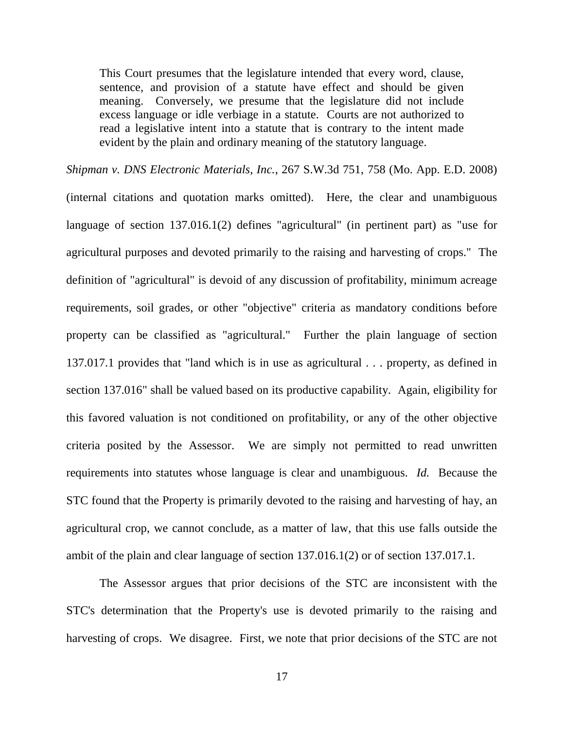> This Court presumes that the legislature intended that every word, clause, sentence, and provision of a statute have effect and should be given meaning. Conversely, we presume that the legislature did not include excess language or idle verbiage in a statute. Courts are not authorized to read a legislative intent into a statute that is contrary to the intent made evident by the plain and ordinary meaning of the statutory language.

*Shipman v. DNS Electronic Materials, Inc.*, 267 S.W.3d 751, 758 (Mo. App. E.D. 2008) (internal citations and quotation marks omitted). Here, the clear and unambiguous language of section 137.016.1(2) defines "agricultural" (in pertinent part) as "use for agricultural purposes and devoted primarily to the raising and harvesting of crops." The definition of "agricultural" is devoid of any discussion of profitability, minimum acreage requirements, soil grades, or other "objective" criteria as mandatory conditions before property can be classified as "agricultural." Further the plain language of section 137.017.1 provides that "land which is in use as agricultural . . . property, as defined in section 137.016" shall be valued based on its productive capability. Again, eligibility for this favored valuation is not conditioned on profitability, or any of the other objective criteria posited by the Assessor. We are simply not permitted to read unwritten requirements into statutes whose language is clear and unambiguous. *Id.* Because the STC found that the Property is primarily devoted to the raising and harvesting of hay, an agricultural crop, we cannot conclude, as a matter of law, that this use falls outside the ambit of the plain and clear language of section 137.016.1(2) or of section 137.017.1.

The Assessor argues that prior decisions of the STC are inconsistent with the STC's determination that the Property's use is devoted primarily to the raising and harvesting of crops. We disagree. First, we note that prior decisions of the STC are not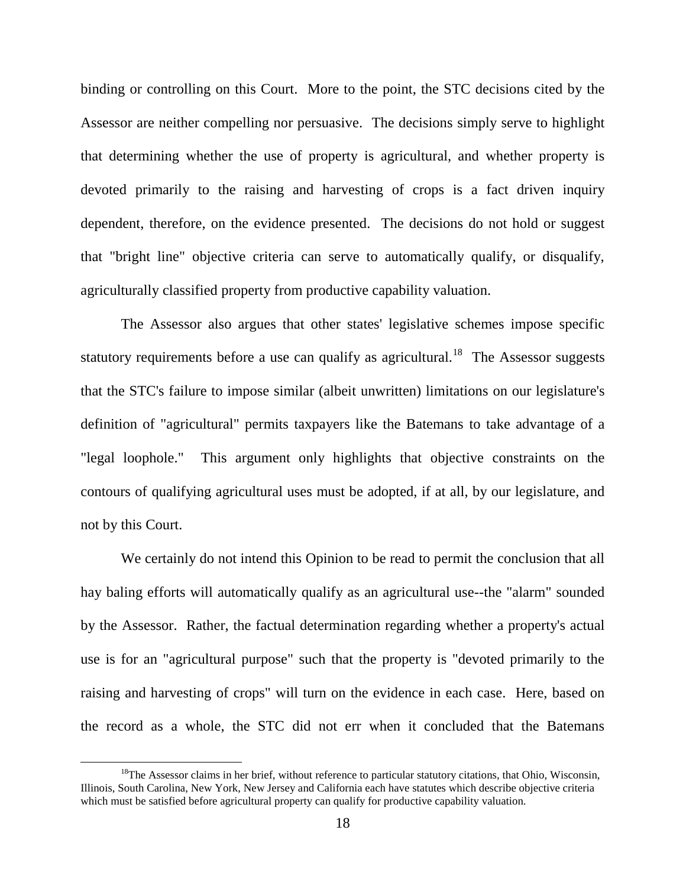binding or controlling on this Court. More to the point, the STC decisions cited by the Assessor are neither compelling nor persuasive. The decisions simply serve to highlight that determining whether the use of property is agricultural, and whether property is devoted primarily to the raising and harvesting of crops is a fact driven inquiry dependent, therefore, on the evidence presented. The decisions do not hold or suggest that "bright line" objective criteria can serve to automatically qualify, or disqualify, agriculturally classified property from productive capability valuation.

The Assessor also argues that other states' legislative schemes impose specific statutory requirements before a use can qualify as agricultural.[18] The Assessor suggests that the STC's failure to impose similar (albeit unwritten) limitations on our legislature's definition of "agricultural" permits taxpayers like the Batemans to take advantage of a "legal loophole." This argument only highlights that objective constraints on the contours of qualifying agricultural uses must be adopted, if at all, by our legislature, and not by this Court.

We certainly do not intend this Opinion to be read to permit the conclusion that all hay baling efforts will automatically qualify as an agricultural use--the "alarm" sounded by the Assessor. Rather, the factual determination regarding whether a property's actual use is for an "agricultural purpose" such that the property is "devoted primarily to the raising and harvesting of crops" will turn on the evidence in each case. Here, based on the record as a whole, the STC did not err when it concluded that the Batemans

[18]The Assessor claims in her brief, without reference to particular statutory citations, that Ohio, Wisconsin, Illinois, South Carolina, New York, New Jersey and California each have statutes which describe objective criteria which must be satisfied before agricultural property can qualify for productive capability valuation.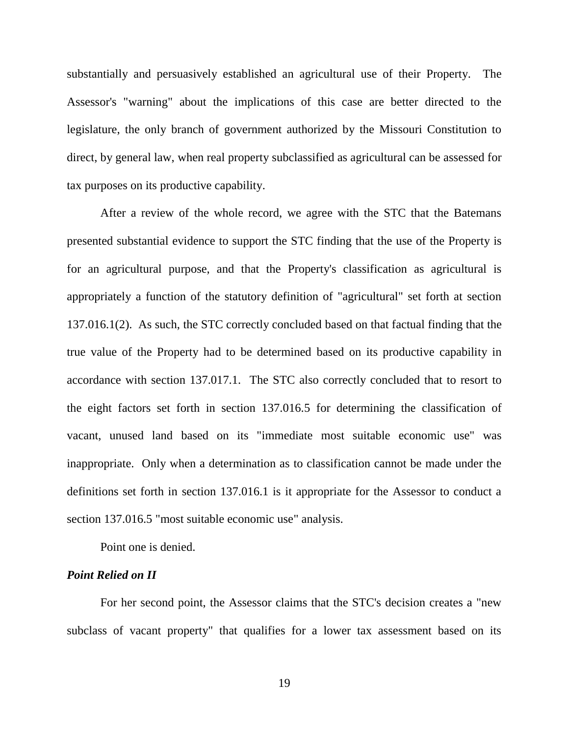substantially and persuasively established an agricultural use of their Property. The Assessor's "warning" about the implications of this case are better directed to the legislature, the only branch of government authorized by the Missouri Constitution to direct, by general law, when real property subclassified as agricultural can be assessed for tax purposes on its productive capability.

After a review of the whole record, we agree with the STC that the Batemans presented substantial evidence to support the STC finding that the use of the Property is for an agricultural purpose, and that the Property's classification as agricultural is appropriately a function of the statutory definition of "agricultural" set forth at section 137.016.1(2). As such, the STC correctly concluded based on that factual finding that the true value of the Property had to be determined based on its productive capability in accordance with section 137.017.1. The STC also correctly concluded that to resort to the eight factors set forth in section 137.016.5 for determining the classification of vacant, unused land based on its "immediate most suitable economic use" was inappropriate. Only when a determination as to classification cannot be made under the definitions set forth in section 137.016.1 is it appropriate for the Assessor to conduct a section 137.016.5 "most suitable economic use" analysis.

Point one is denied.

***Point Relied on II***

For her second point, the Assessor claims that the STC's decision creates a "new subclass of vacant property" that qualifies for a lower tax assessment based on its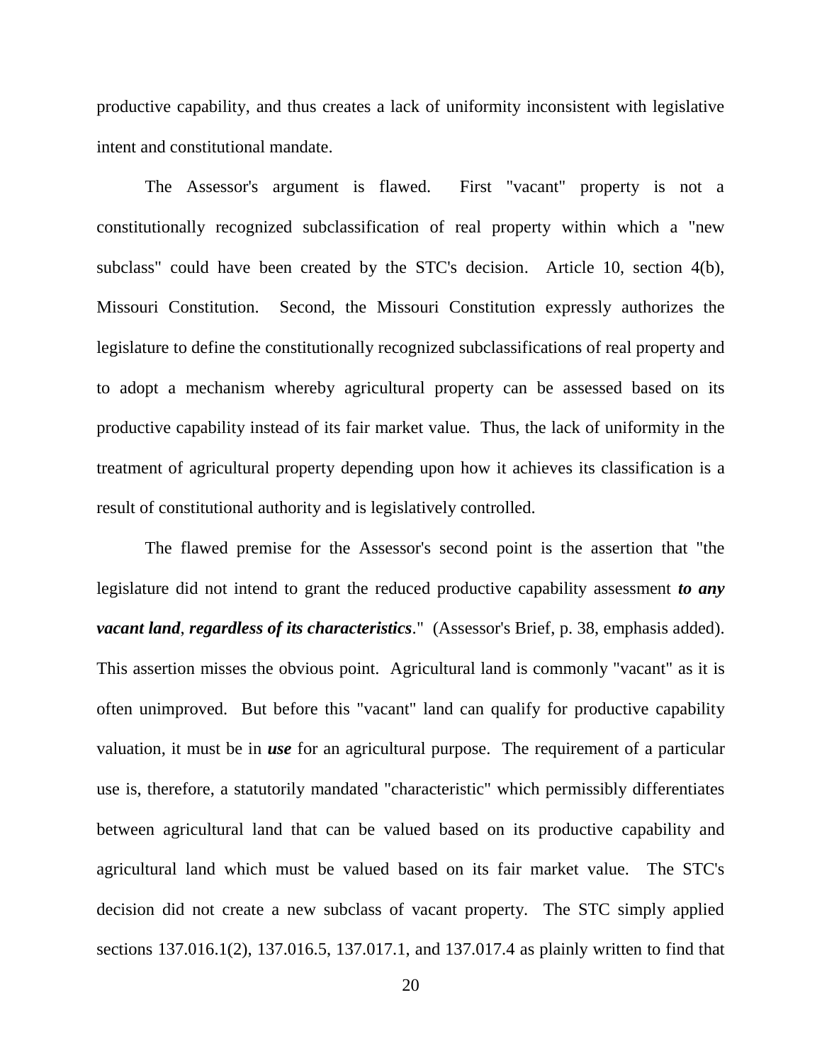productive capability, and thus creates a lack of uniformity inconsistent with legislative intent and constitutional mandate.

The Assessor's argument is flawed. First "vacant" property is not a constitutionally recognized subclassification of real property within which a "new subclass" could have been created by the STC's decision. Article 10, section 4(b), Missouri Constitution. Second, the Missouri Constitution expressly authorizes the legislature to define the constitutionally recognized subclassifications of real property and to adopt a mechanism whereby agricultural property can be assessed based on its productive capability instead of its fair market value. Thus, the lack of uniformity in the treatment of agricultural property depending upon how it achieves its classification is a result of constitutional authority and is legislatively controlled.

The flawed premise for the Assessor's second point is the assertion that "the legislature did not intend to grant the reduced productive capability assessment ***to any vacant land***, ***regardless of its characteristics***." (Assessor's Brief, p. 38, emphasis added). This assertion misses the obvious point. Agricultural land is commonly "vacant" as it is often unimproved. But before this "vacant" land can qualify for productive capability valuation, it must be in ***use*** for an agricultural purpose. The requirement of a particular use is, therefore, a statutorily mandated "characteristic" which permissibly differentiates between agricultural land that can be valued based on its productive capability and agricultural land which must be valued based on its fair market value. The STC's decision did not create a new subclass of vacant property. The STC simply applied sections 137.016.1(2), 137.016.5, 137.017.1, and 137.017.4 as plainly written to find that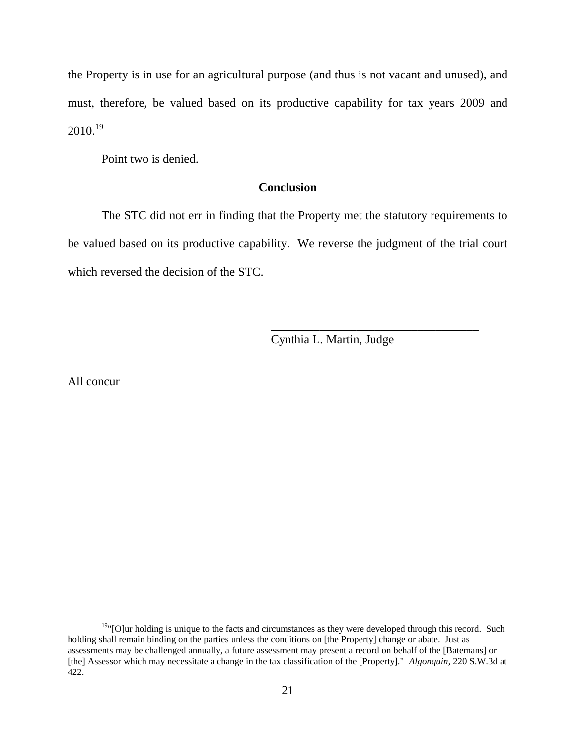the Property is in use for an agricultural purpose (and thus is not vacant and unused), and must, therefore, be valued based on its productive capability for tax years 2009 and 2010.[19]

Point two is denied.

## Conclusion

The STC did not err in finding that the Property met the statutory requirements to be valued based on its productive capability. We reverse the judgment of the trial court which reversed the decision of the STC.

\_\_\_\_\_\_\_\_\_\_\_\_\_\_\_\_\_\_\_\_\_\_\_\_\_\_\_\_\_\_\_\_\_\_\_\_
Cynthia L. Martin, Judge

All concur

---

[19]"[O]ur holding is unique to the facts and circumstances as they were developed through this record. Such holding shall remain binding on the parties unless the conditions on [the Property] change or abate. Just as assessments may be challenged annually, a future assessment may present a record on behalf of the [Batemans] or [the] Assessor which may necessitate a change in the tax classification of the [Property]." *Algonquin*, 220 S.W.3d at 422.